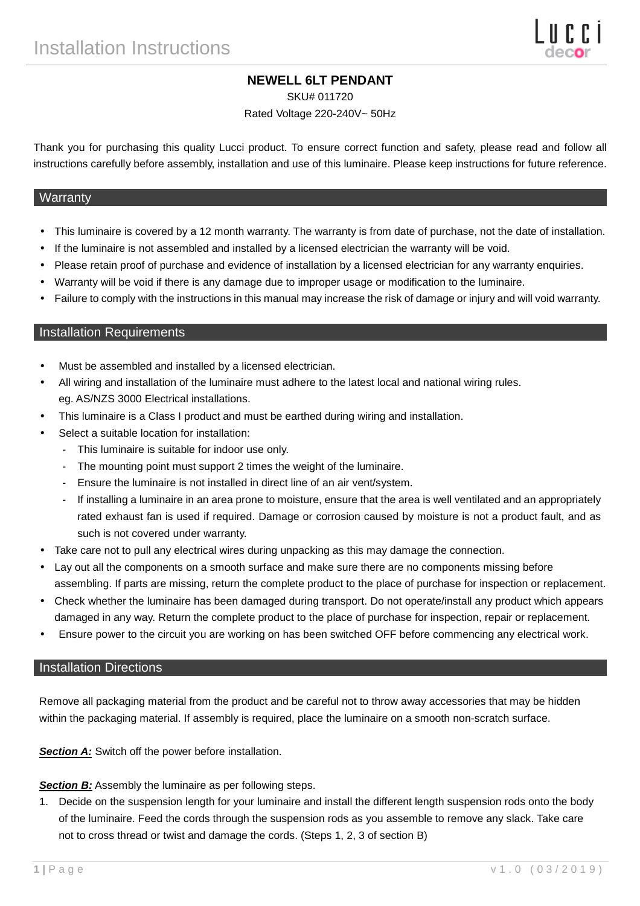# Installation Instructions

**NEWELL 6LT PENDANT**

SKU# 011720

Rated Voltage 220-240V~ 50Hz

Thank you for purchasing this quality Lucci product. To ensure correct function and safety, please read and follow all instructions carefully before assembly, installation and use of this luminaire. Please keep instructions for future reference.

## Warranty

- This luminaire is covered by a 12 month warranty. The warranty is from date of purchase, not the date of installation.
- If the luminaire is not assembled and installed by a licensed electrician the warranty will be void.
- Please retain proof of purchase and evidence of installation by a licensed electrician for any warranty enquiries.
- Warranty will be void if there is any damage due to improper usage or modification to the luminaire.
- Failure to comply with the instructions in this manual may increase the risk of damage or injury and will void warranty.

## Installation Requirements

- Must be assembled and installed by a licensed electrician.
- All wiring and installation of the luminaire must adhere to the latest local and national wiring rules. eg. AS/NZS 3000 Electrical installations.
- This luminaire is a Class I product and must be earthed during wiring and installation.
- Select a suitable location for installation:
  - This luminaire is suitable for indoor use only.
  - The mounting point must support 2 times the weight of the luminaire.
  - Ensure the luminaire is not installed in direct line of an air vent/system.
  - If installing a luminaire in an area prone to moisture, ensure that the area is well ventilated and an appropriately rated exhaust fan is used if required. Damage or corrosion caused by moisture is not a product fault, and as such is not covered under warranty.
- Take care not to pull any electrical wires during unpacking as this may damage the connection.
- Lay out all the components on a smooth surface and make sure there are no components missing before assembling. If parts are missing, return the complete product to the place of purchase for inspection or replacement.
- Check whether the luminaire has been damaged during transport. Do not operate/install any product which appears damaged in any way. Return the complete product to the place of purchase for inspection, repair or replacement.
- Ensure power to the circuit you are working on has been switched OFF before commencing any electrical work.

## Installation Directions

Remove all packaging material from the product and be careful not to throw away accessories that may be hidden within the packaging material. If assembly is required, place the luminaire on a smooth non-scratch surface.

***Section A:*** Switch off the power before installation.

***Section B:*** Assembly the luminaire as per following steps.

1. Decide on the suspension length for your luminaire and install the different length suspension rods onto the body of the luminaire. Feed the cords through the suspension rods as you assemble to remove any slack. Take care not to cross thread or twist and damage the cords. (Steps 1, 2, 3 of section B)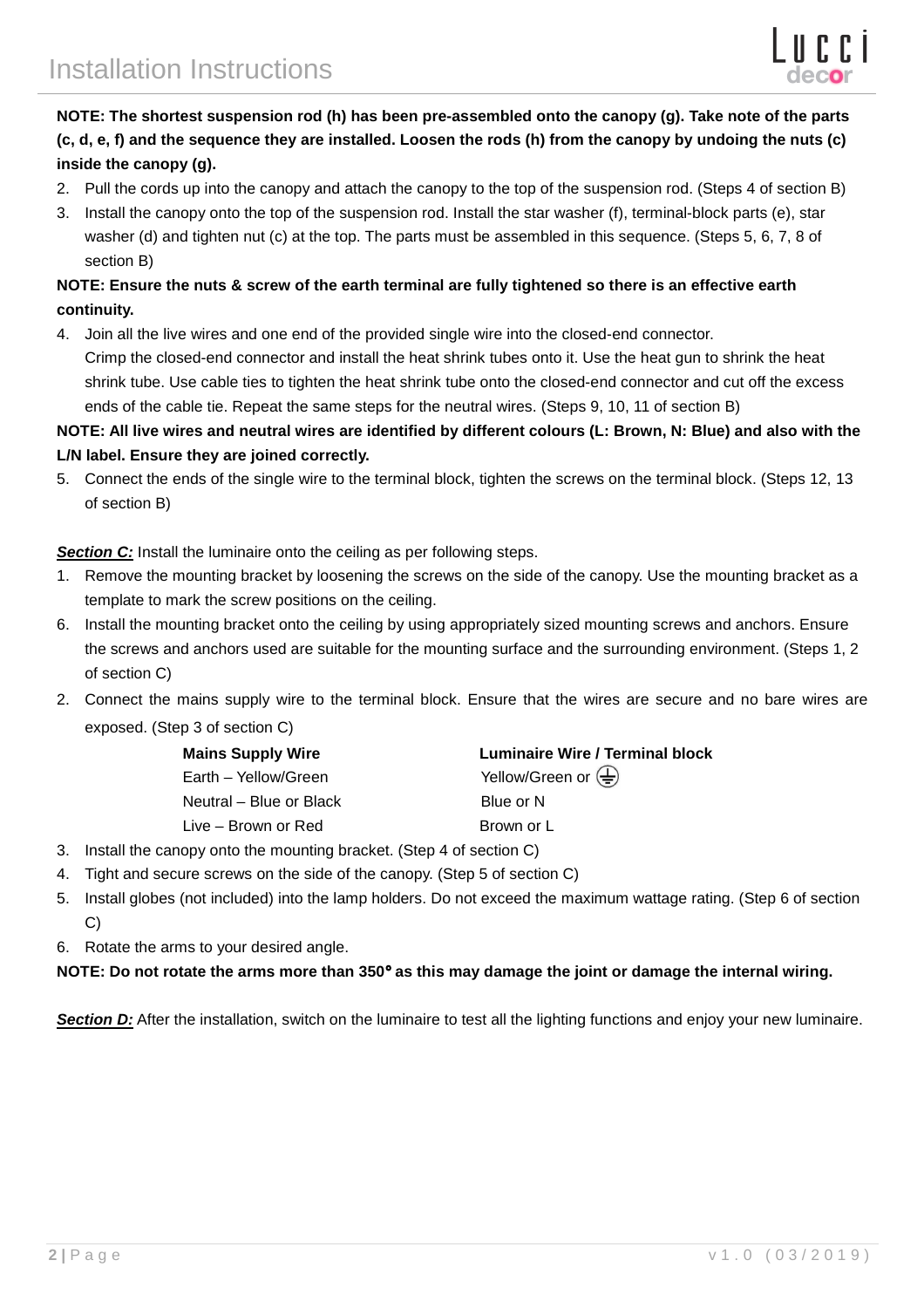**NOTE: The shortest suspension rod (h) has been pre-assembled onto the canopy (g). Take note of the parts (c, d, e, f) and the sequence they are installed. Loosen the rods (h) from the canopy by undoing the nuts (c) inside the canopy (g).**

2. Pull the cords up into the canopy and attach the canopy to the top of the suspension rod. (Steps 4 of section B)
3. Install the canopy onto the top of the suspension rod. Install the star washer (f), terminal-block parts (e), star washer (d) and tighten nut (c) at the top. The parts must be assembled in this sequence. (Steps 5, 6, 7, 8 of section B)

**NOTE: Ensure the nuts & screw of the earth terminal are fully tightened so there is an effective earth continuity.**

4. Join all the live wires and one end of the provided single wire into the closed-end connector. Crimp the closed-end connector and install the heat shrink tubes onto it. Use the heat gun to shrink the heat shrink tube. Use cable ties to tighten the heat shrink tube onto the closed-end connector and cut off the excess ends of the cable tie. Repeat the same steps for the neutral wires. (Steps 9, 10, 11 of section B)

**NOTE: All live wires and neutral wires are identified by different colours (L: Brown, N: Blue) and also with the L/N label. Ensure they are joined correctly.**

5. Connect the ends of the single wire to the terminal block, tighten the screws on the terminal block. (Steps 12, 13 of section B)

***Section C:*** Install the luminaire onto the ceiling as per following steps.

1. Remove the mounting bracket by loosening the screws on the side of the canopy. Use the mounting bracket as a template to mark the screw positions on the ceiling.
6. Install the mounting bracket onto the ceiling by using appropriately sized mounting screws and anchors. Ensure the screws and anchors used are suitable for the mounting surface and the surrounding environment. (Steps 1, 2 of section C)
2. Connect the mains supply wire to the terminal block. Ensure that the wires are secure and no bare wires are exposed. (Step 3 of section C)

| Mains Supply Wire | Luminaire Wire / Terminal block |
|---|---|
| Earth – Yellow/Green | Yellow/Green or ⏚ |
| Neutral – Blue or Black | Blue or N |
| Live – Brown or Red | Brown or L |

3. Install the canopy onto the mounting bracket. (Step 4 of section C)
4. Tight and secure screws on the side of the canopy. (Step 5 of section C)
5. Install globes (not included) into the lamp holders. Do not exceed the maximum wattage rating. (Step 6 of section C)
6. Rotate the arms to your desired angle.

**NOTE: Do not rotate the arms more than 350° as this may damage the joint or damage the internal wiring.**

***Section D:*** After the installation, switch on the luminaire to test all the lighting functions and enjoy your new luminaire.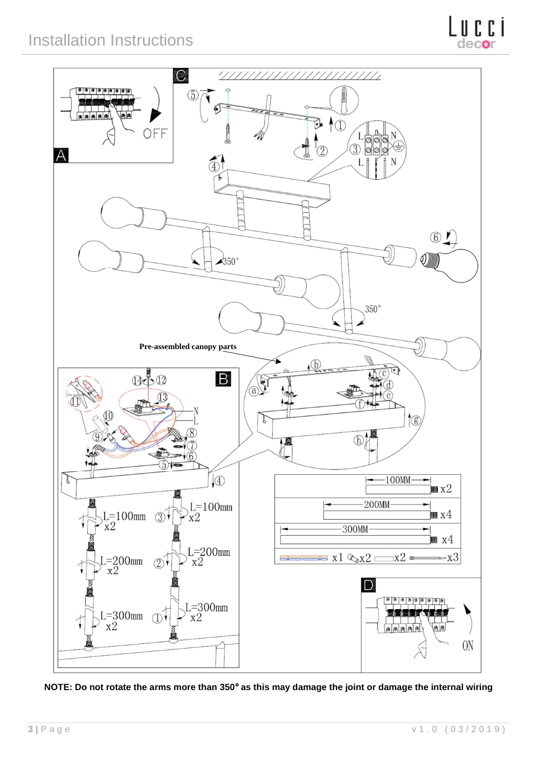# Installation Instructions

Pre-assembled canopy parts

| | |
|---|---|
| 100MM | x2 |
| 200MM | x4 |
| 300MM | x4 |
| x1 x2 x2 x3 | |

L=100mm x2

L=200mm x2

L=300mm x2

350°

OFF

ON

**NOTE: Do not rotate the arms more than 350° as this may damage the joint or damage the internal wiring**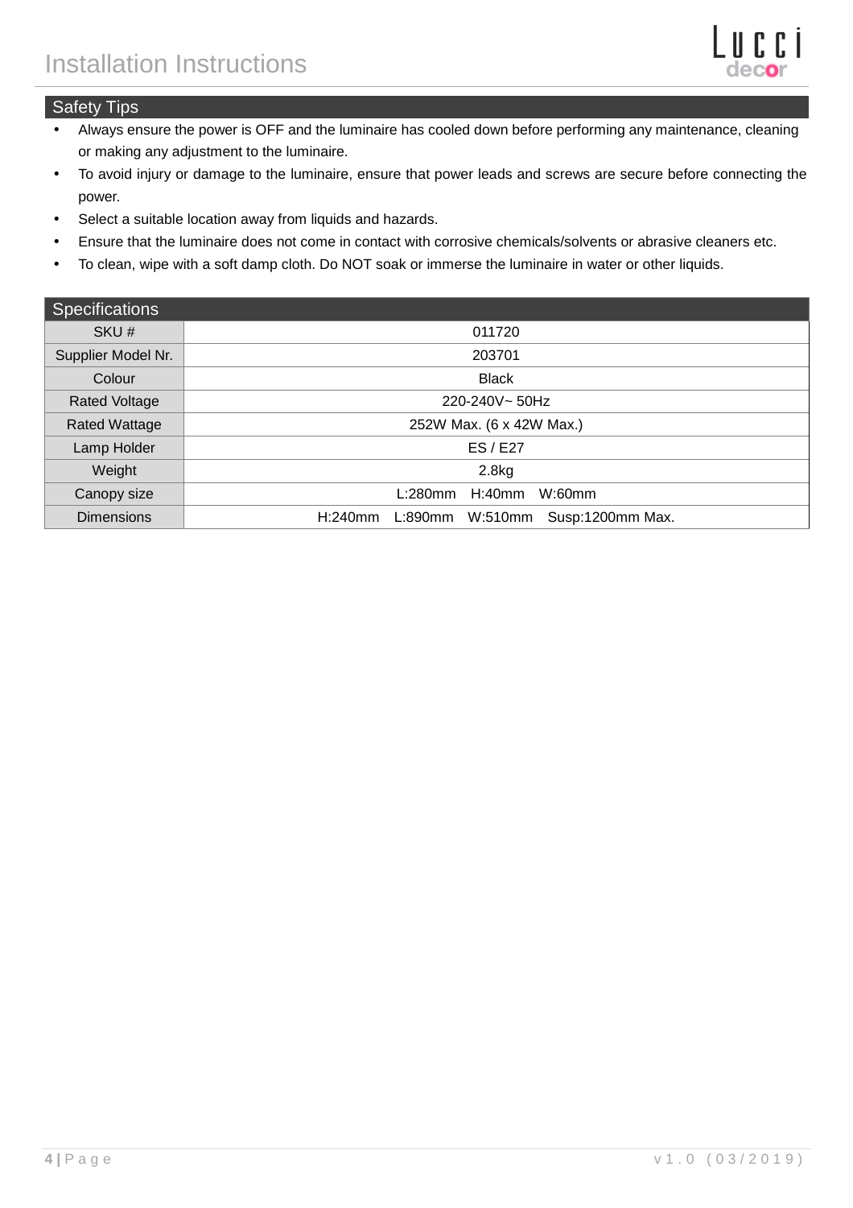# Installation Instructions

## Safety Tips

- Always ensure the power is OFF and the luminaire has cooled down before performing any maintenance, cleaning or making any adjustment to the luminaire.
- To avoid injury or damage to the luminaire, ensure that power leads and screws are secure before connecting the power.
- Select a suitable location away from liquids and hazards.
- Ensure that the luminaire does not come in contact with corrosive chemicals/solvents or abrasive cleaners etc.
- To clean, wipe with a soft damp cloth. Do NOT soak or immerse the luminaire in water or other liquids.

## Specifications

| | |
|---|---|
| SKU # | 011720 |
| Supplier Model Nr. | 203701 |
| Colour | Black |
| Rated Voltage | 220-240V~ 50Hz |
| Rated Wattage | 252W Max. (6 x 42W Max.) |
| Lamp Holder | ES / E27 |
| Weight | 2.8kg |
| Canopy size | L:280mm H:40mm W:60mm |
| Dimensions | H:240mm L:890mm W:510mm Susp:1200mm Max. |